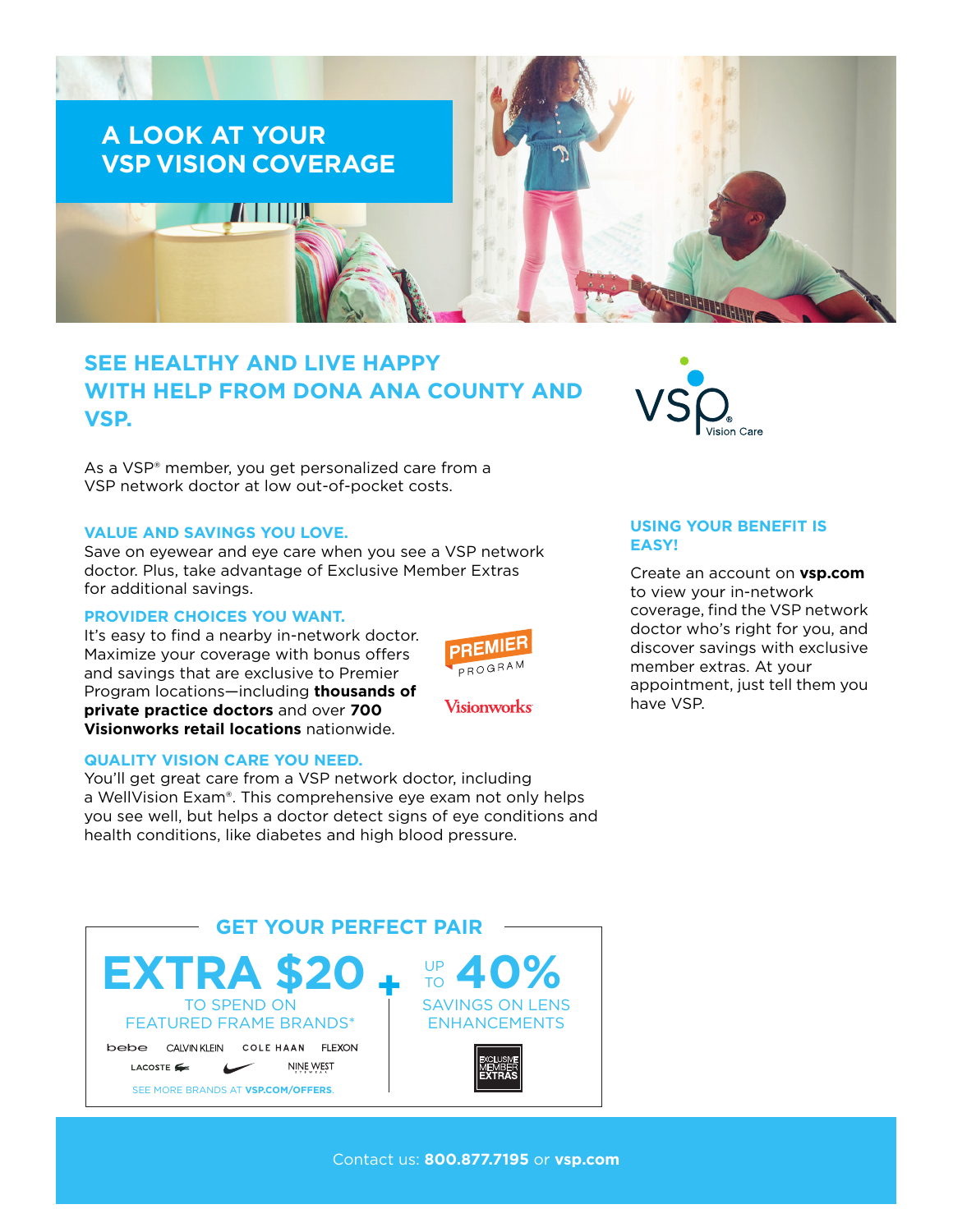# A LOOK AT YOUR VSP VISION COVERAGE

## SEE HEALTHY AND LIVE HAPPY WITH HELP FROM DONA ANA COUNTY AND VSP.

As a VSP® member, you get personalized care from a VSP network doctor at low out-of-pocket costs.

### VALUE AND SAVINGS YOU LOVE.

Save on eyewear and eye care when you see a VSP network doctor. Plus, take advantage of Exclusive Member Extras for additional savings.

### PROVIDER CHOICES YOU WANT.

It's easy to find a nearby in-network doctor. Maximize your coverage with bonus offers and savings that are exclusive to Premier Program locations—including **thousands of private practice doctors** and over **700 Visionworks retail locations** nationwide.

PREMIER PROGRAM

Visionworks

### QUALITY VISION CARE YOU NEED.

You'll get great care from a VSP network doctor, including a WellVision Exam®. This comprehensive eye exam not only helps you see well, but helps a doctor detect signs of eye conditions and health conditions, like diabetes and high blood pressure.

### USING YOUR BENEFIT IS EASY!

Create an account on **vsp.com** to view your in-network coverage, find the VSP network doctor who's right for you, and discover savings with exclusive member extras. At your appointment, just tell them you have VSP.

## GET YOUR PERFECT PAIR

**EXTRA $20** TO SPEND ON FEATURED FRAME BRANDS*

bebe | CALVIN KLEIN | COLE HAAN | FLEXON | LACOSTE | NIKE | NINE WEST

SEE MORE BRANDS AT **VSP.COM/OFFERS**.

**+**

**UP TO 40%** SAVINGS ON LENS ENHANCEMENTS

EXCLUSIVE MEMBER EXTRAS

Contact us: **800.877.7195** or **vsp.com**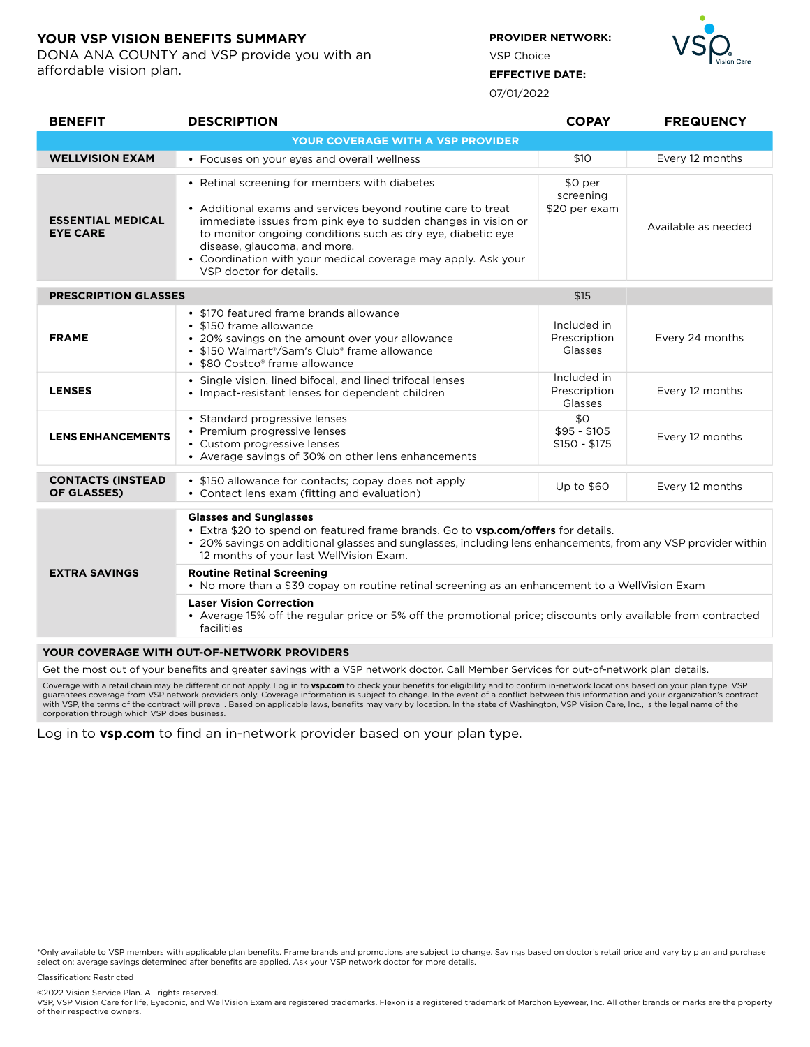## YOUR VSP VISION BENEFITS SUMMARY

DONA ANA COUNTY and VSP provide you with an affordable vision plan.

**PROVIDER NETWORK:**
VSP Choice

**EFFECTIVE DATE:**
07/01/2022

| BENEFIT | DESCRIPTION | COPAY | FREQUENCY |
|---|---|---|---|
| **YOUR COVERAGE WITH A VSP PROVIDER** | | | |
| **WELLVISION EXAM** | • Focuses on your eyes and overall wellness | $10 | Every 12 months |
| **ESSENTIAL MEDICAL EYE CARE** | • Retinal screening for members with diabetes<br>• Additional exams and services beyond routine care to treat immediate issues from pink eye to sudden changes in vision or to monitor ongoing conditions such as dry eye, diabetic eye disease, glaucoma, and more.<br>• Coordination with your medical coverage may apply. Ask your VSP doctor for details. | $0 per screening<br>$20 per exam | Available as needed |
| **PRESCRIPTION GLASSES** | | $15 | |
| **FRAME** | • $170 featured frame brands allowance<br>• $150 frame allowance<br>• 20% savings on the amount over your allowance<br>• $150 Walmart®/Sam's Club® frame allowance<br>• $80 Costco® frame allowance | Included in Prescription Glasses | Every 24 months |
| **LENSES** | • Single vision, lined bifocal, and lined trifocal lenses<br>• Impact-resistant lenses for dependent children | Included in Prescription Glasses | Every 12 months |
| **LENS ENHANCEMENTS** | • Standard progressive lenses<br>• Premium progressive lenses<br>• Custom progressive lenses<br>• Average savings of 30% on other lens enhancements | $0<br>$95 - $105<br>$150 - $175 | Every 12 months |
| **CONTACTS (INSTEAD OF GLASSES)** | • $150 allowance for contacts; copay does not apply<br>• Contact lens exam (fitting and evaluation) | Up to $60 | Every 12 months |
| **EXTRA SAVINGS** | **Glasses and Sunglasses**<br>• Extra $20 to spend on featured frame brands. Go to **vsp.com/offers** for details.<br>• 20% savings on additional glasses and sunglasses, including lens enhancements, from any VSP provider within 12 months of your last WellVision Exam.<br>**Routine Retinal Screening**<br>• No more than a $39 copay on routine retinal screening as an enhancement to a WellVision Exam<br>**Laser Vision Correction**<br>• Average 15% off the regular price or 5% off the promotional price; discounts only available from contracted facilities | | |
| **YOUR COVERAGE WITH OUT-OF-NETWORK PROVIDERS** | | | |
| Get the most out of your benefits and greater savings with a VSP network doctor. Call Member Services for out-of-network plan details. | | | |

Coverage with a retail chain may be different or not apply. Log in to **vsp.com** to check your benefits for eligibility and to confirm in-network locations based on your plan type. VSP guarantees coverage from VSP network providers only. Coverage information is subject to change. In the event of a conflict between this information and your organization's contract with VSP, the terms of the contract will prevail. Based on applicable laws, benefits may vary by location. In the state of Washington, VSP Vision Care, Inc., is the legal name of the corporation through which VSP does business.

Log in to **vsp.com** to find an in-network provider based on your plan type.

*Only available to VSP members with applicable plan benefits. Frame brands and promotions are subject to change. Savings based on doctor's retail price and vary by plan and purchase selection; average savings determined after benefits are applied. Ask your VSP network doctor for more details.

Classification: Restricted

©2022 Vision Service Plan. All rights reserved.
VSP, VSP Vision Care for life, Eyeconic, and WellVision Exam are registered trademarks. Flexon is a registered trademark of Marchon Eyewear, Inc. All other brands or marks are the property of their respective owners.